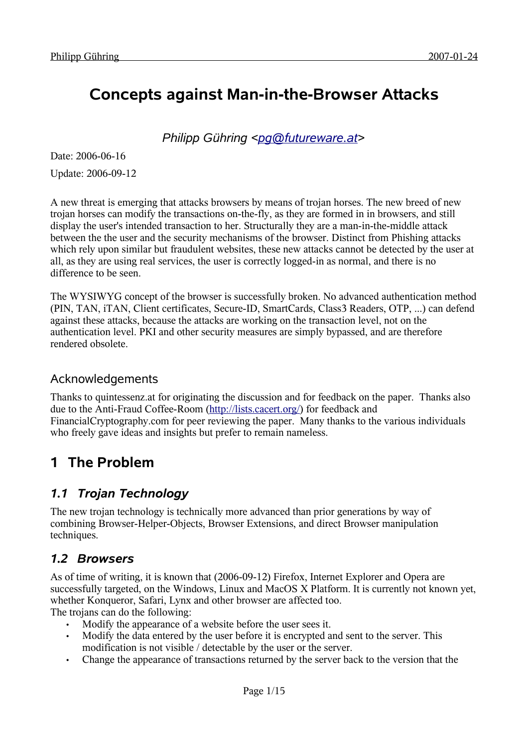# Concepts against Man-in-the-Browser Attacks

*Philipp Gühring <pg@futureware.at>*

Date: 2006-06-16

Update: 2006-09-12

A new threat is emerging that attacks browsers by means of trojan horses. The new breed of new trojan horses can modify the transactions on-the-fly, as they are formed in in browsers, and still display the user's intended transaction to her. Structurally they are a man-in-the-middle attack between the the user and the security mechanisms of the browser. Distinct from Phishing attacks which rely upon similar but fraudulent websites, these new attacks cannot be detected by the user at all, as they are using real services, the user is correctly logged-in as normal, and there is no difference to be seen.

The WYSIWYG concept of the browser is successfully broken. No advanced authentication method (PIN, TAN, iTAN, Client certificates, Secure-ID, SmartCards, Class3 Readers, OTP, ...) can defend against these attacks, because the attacks are working on the transaction level, not on the authentication level. PKI and other security measures are simply bypassed, and are therefore rendered obsolete.

### Acknowledgements

Thanks to quintessenz.at for originating the discussion and for feedback on the paper. Thanks also due to the Anti-Fraud Coffee-Room (http://lists.cacert.org/) for feedback and FinancialCryptography.com for peer reviewing the paper. Many thanks to the various individuals who freely gave ideas and insights but prefer to remain nameless.

## 1 The Problem

### *1.1 Trojan Technology*

The new trojan technology is technically more advanced than prior generations by way of combining Browser-Helper-Objects, Browser Extensions, and direct Browser manipulation techniques.

### *1.2 Browsers*

As of time of writing, it is known that (2006-09-12) Firefox, Internet Explorer and Opera are successfully targeted, on the Windows, Linux and MacOS X Platform. It is currently not known yet, whether Konqueror, Safari, Lynx and other browser are affected too.
The trojans can do the following:

- Modify the appearance of a website before the user sees it.
- Modify the data entered by the user before it is encrypted and sent to the server. This modification is not visible / detectable by the user or the server.
- Change the appearance of transactions returned by the server back to the version that the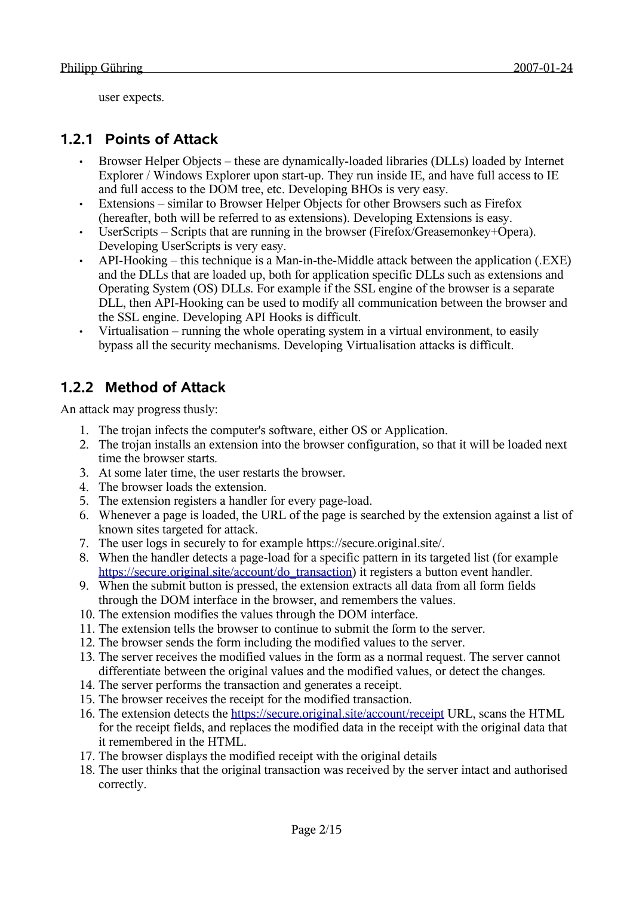user expects.

### 1.2.1 Points of Attack

- Browser Helper Objects – these are dynamically-loaded libraries (DLLs) loaded by Internet Explorer / Windows Explorer upon start-up. They run inside IE, and have full access to IE and full access to the DOM tree, etc. Developing BHOs is very easy.
- Extensions – similar to Browser Helper Objects for other Browsers such as Firefox (hereafter, both will be referred to as extensions). Developing Extensions is easy.
- UserScripts – Scripts that are running in the browser (Firefox/Greasemonkey+Opera). Developing UserScripts is very easy.
- API-Hooking – this technique is a Man-in-the-Middle attack between the application (.EXE) and the DLLs that are loaded up, both for application specific DLLs such as extensions and Operating System (OS) DLLs. For example if the SSL engine of the browser is a separate DLL, then API-Hooking can be used to modify all communication between the browser and the SSL engine. Developing API Hooks is difficult.
- Virtualisation – running the whole operating system in a virtual environment, to easily bypass all the security mechanisms. Developing Virtualisation attacks is difficult.

### 1.2.2 Method of Attack

An attack may progress thusly:

1. The trojan infects the computer's software, either OS or Application.
2. The trojan installs an extension into the browser configuration, so that it will be loaded next time the browser starts.
3. At some later time, the user restarts the browser.
4. The browser loads the extension.
5. The extension registers a handler for every page-load.
6. Whenever a page is loaded, the URL of the page is searched by the extension against a list of known sites targeted for attack.
7. The user logs in securely to for example https://secure.original.site/.
8. When the handler detects a page-load for a specific pattern in its targeted list (for example https://secure.original.site/account/do_transaction) it registers a button event handler.
9. When the submit button is pressed, the extension extracts all data from all form fields through the DOM interface in the browser, and remembers the values.
10. The extension modifies the values through the DOM interface.
11. The extension tells the browser to continue to submit the form to the server.
12. The browser sends the form including the modified values to the server.
13. The server receives the modified values in the form as a normal request. The server cannot differentiate between the original values and the modified values, or detect the changes.
14. The server performs the transaction and generates a receipt.
15. The browser receives the receipt for the modified transaction.
16. The extension detects the https://secure.original.site/account/receipt URL, scans the HTML for the receipt fields, and replaces the modified data in the receipt with the original data that it remembered in the HTML.
17. The browser displays the modified receipt with the original details
18. The user thinks that the original transaction was received by the server intact and authorised correctly.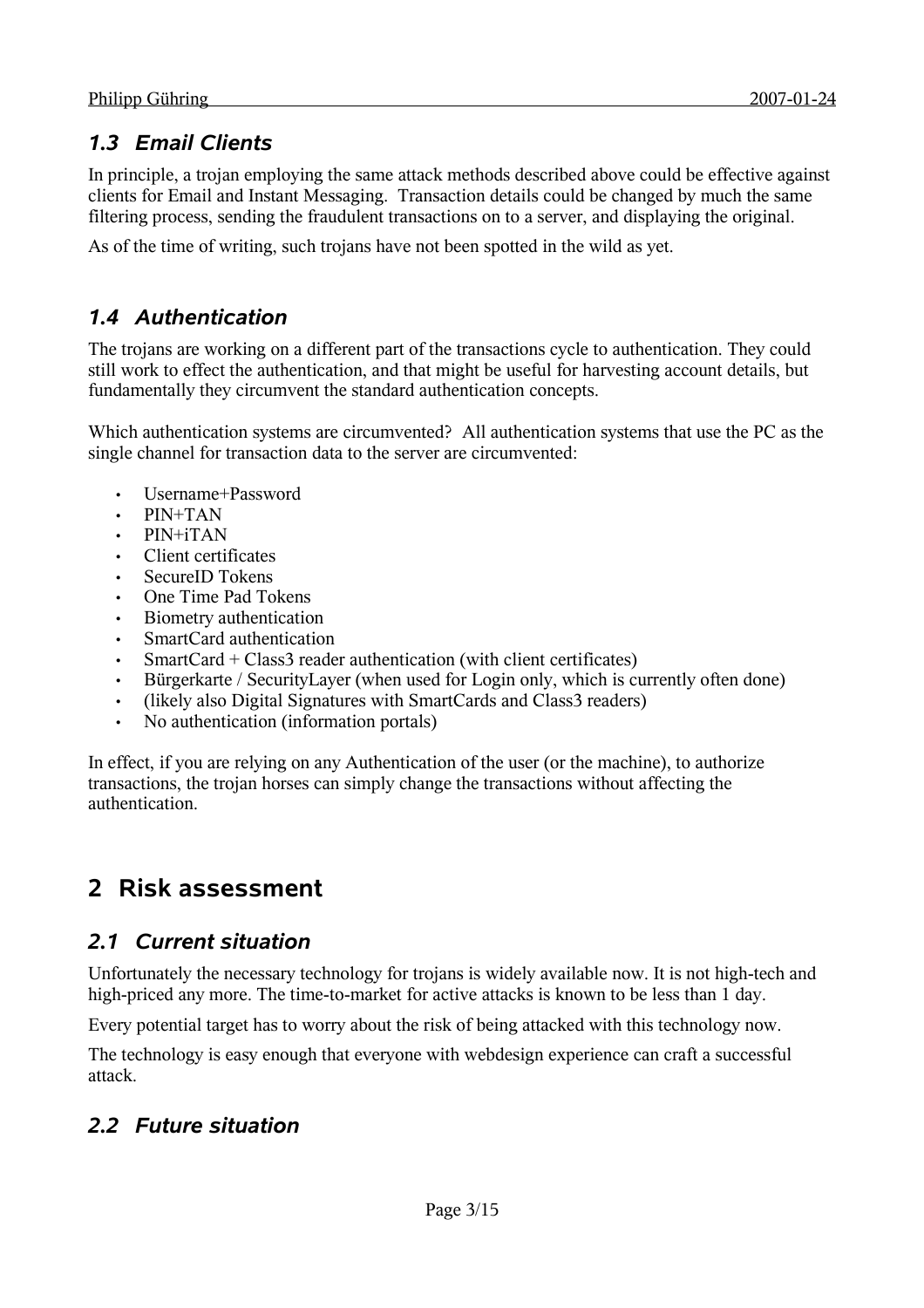### 1.3 Email Clients

In principle, a trojan employing the same attack methods described above could be effective against clients for Email and Instant Messaging. Transaction details could be changed by much the same filtering process, sending the fraudulent transactions on to a server, and displaying the original.

As of the time of writing, such trojans have not been spotted in the wild as yet.

### 1.4 Authentication

The trojans are working on a different part of the transactions cycle to authentication. They could still work to effect the authentication, and that might be useful for harvesting account details, but fundamentally they circumvent the standard authentication concepts.

Which authentication systems are circumvented? All authentication systems that use the PC as the single channel for transaction data to the server are circumvented:

- Username+Password
- PIN+TAN
- PIN+iTAN
- Client certificates
- SecureID Tokens
- One Time Pad Tokens
- Biometry authentication
- SmartCard authentication
- SmartCard + Class3 reader authentication (with client certificates)
- Bürgerkarte / SecurityLayer (when used for Login only, which is currently often done)
- (likely also Digital Signatures with SmartCards and Class3 readers)
- No authentication (information portals)

In effect, if you are relying on any Authentication of the user (or the machine), to authorize transactions, the trojan horses can simply change the transactions without affecting the authentication.

## 2 Risk assessment

### 2.1 Current situation

Unfortunately the necessary technology for trojans is widely available now. It is not high-tech and high-priced any more. The time-to-market for active attacks is known to be less than 1 day.

Every potential target has to worry about the risk of being attacked with this technology now.

The technology is easy enough that everyone with webdesign experience can craft a successful attack.

### 2.2 Future situation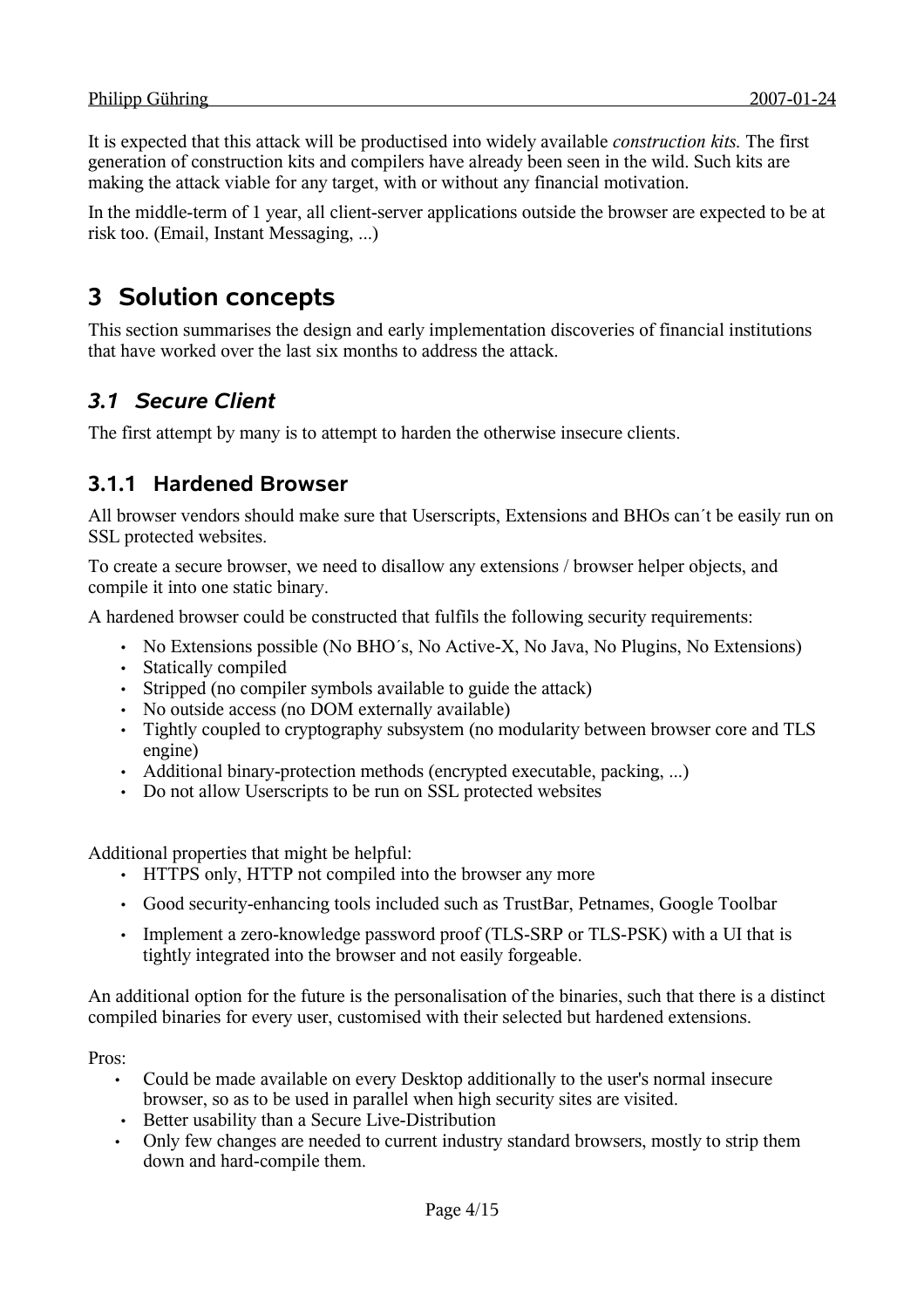It is expected that this attack will be productised into widely available *construction kits.* The first generation of construction kits and compilers have already been seen in the wild. Such kits are making the attack viable for any target, with or without any financial motivation.

In the middle-term of 1 year, all client-server applications outside the browser are expected to be at risk too. (Email, Instant Messaging, ...)

# 3 Solution concepts

This section summarises the design and early implementation discoveries of financial institutions that have worked over the last six months to address the attack.

## *3.1 Secure Client*

The first attempt by many is to attempt to harden the otherwise insecure clients.

### 3.1.1 Hardened Browser

All browser vendors should make sure that Userscripts, Extensions and BHOs can´t be easily run on SSL protected websites.

To create a secure browser, we need to disallow any extensions / browser helper objects, and compile it into one static binary.

A hardened browser could be constructed that fulfils the following security requirements:

- No Extensions possible (No BHO´s, No Active-X, No Java, No Plugins, No Extensions)
- Statically compiled
- Stripped (no compiler symbols available to guide the attack)
- No outside access (no DOM externally available)
- Tightly coupled to cryptography subsystem (no modularity between browser core and TLS engine)
- Additional binary-protection methods (encrypted executable, packing, ...)
- Do not allow Userscripts to be run on SSL protected websites

Additional properties that might be helpful:

- HTTPS only, HTTP not compiled into the browser any more
- Good security-enhancing tools included such as TrustBar, Petnames, Google Toolbar
- Implement a zero-knowledge password proof (TLS-SRP or TLS-PSK) with a UI that is tightly integrated into the browser and not easily forgeable.

An additional option for the future is the personalisation of the binaries, such that there is a distinct compiled binaries for every user, customised with their selected but hardened extensions.

Pros:

- Could be made available on every Desktop additionally to the user's normal insecure browser, so as to be used in parallel when high security sites are visited.
- Better usability than a Secure Live-Distribution
- Only few changes are needed to current industry standard browsers, mostly to strip them down and hard-compile them.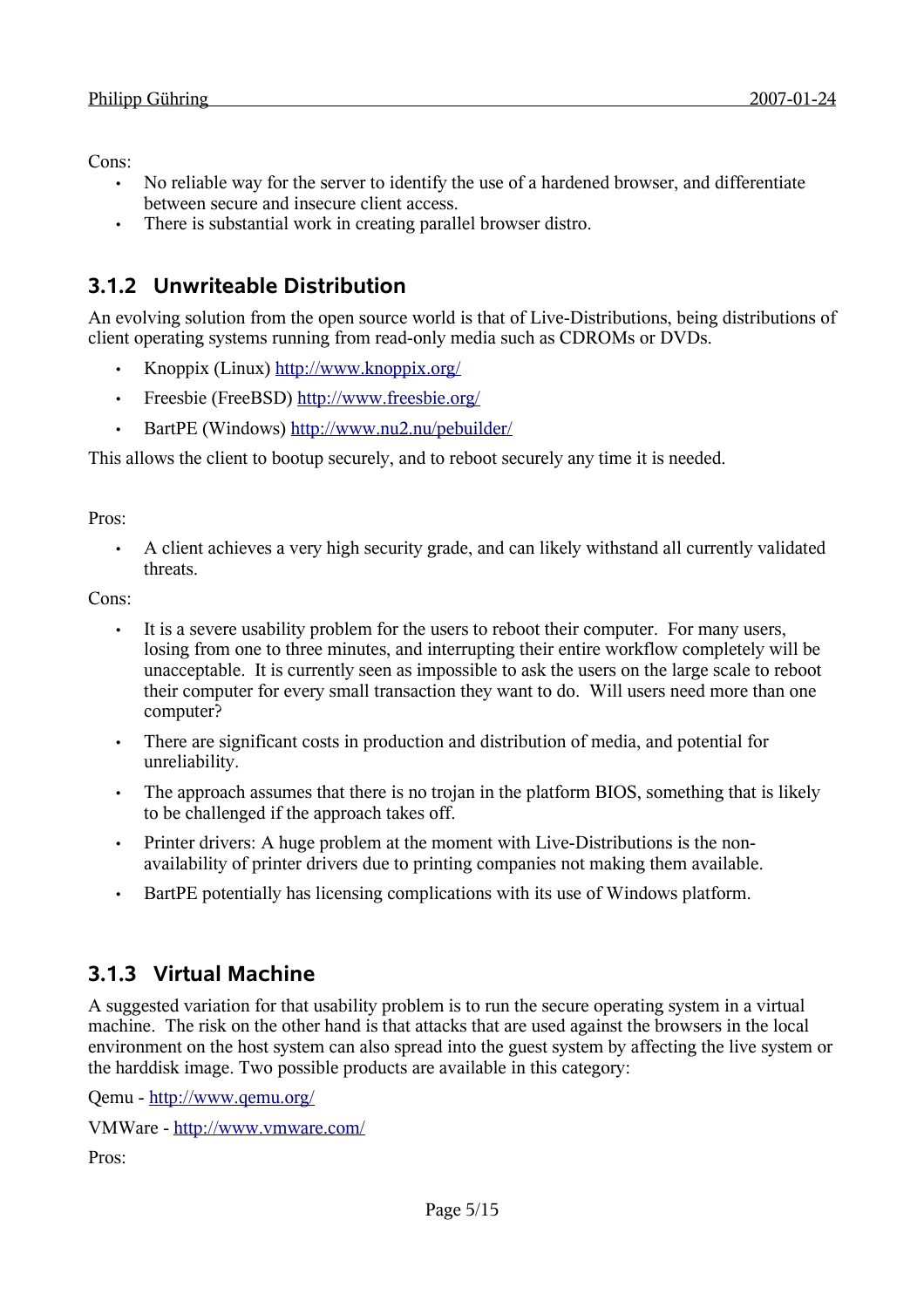Cons:

- No reliable way for the server to identify the use of a hardened browser, and differentiate between secure and insecure client access.
- There is substantial work in creating parallel browser distro.

### 3.1.2 Unwriteable Distribution

An evolving solution from the open source world is that of Live-Distributions, being distributions of client operating systems running from read-only media such as CDROMs or DVDs.

- Knoppix (Linux) http://www.knoppix.org/
- Freesbie (FreeBSD) http://www.freesbie.org/
- BartPE (Windows) http://www.nu2.nu/pebuilder/

This allows the client to bootup securely, and to reboot securely any time it is needed.

Pros:

- A client achieves a very high security grade, and can likely withstand all currently validated threats.

Cons:

- It is a severe usability problem for the users to reboot their computer. For many users, losing from one to three minutes, and interrupting their entire workflow completely will be unacceptable. It is currently seen as impossible to ask the users on the large scale to reboot their computer for every small transaction they want to do. Will users need more than one computer?
- There are significant costs in production and distribution of media, and potential for unreliability.
- The approach assumes that there is no trojan in the platform BIOS, something that is likely to be challenged if the approach takes off.
- Printer drivers: A huge problem at the moment with Live-Distributions is the non-availability of printer drivers due to printing companies not making them available.
- BartPE potentially has licensing complications with its use of Windows platform.

### 3.1.3 Virtual Machine

A suggested variation for that usability problem is to run the secure operating system in a virtual machine. The risk on the other hand is that attacks that are used against the browsers in the local environment on the host system can also spread into the guest system by affecting the live system or the harddisk image. Two possible products are available in this category:

Qemu - http://www.qemu.org/

VMWare - http://www.vmware.com/

Pros: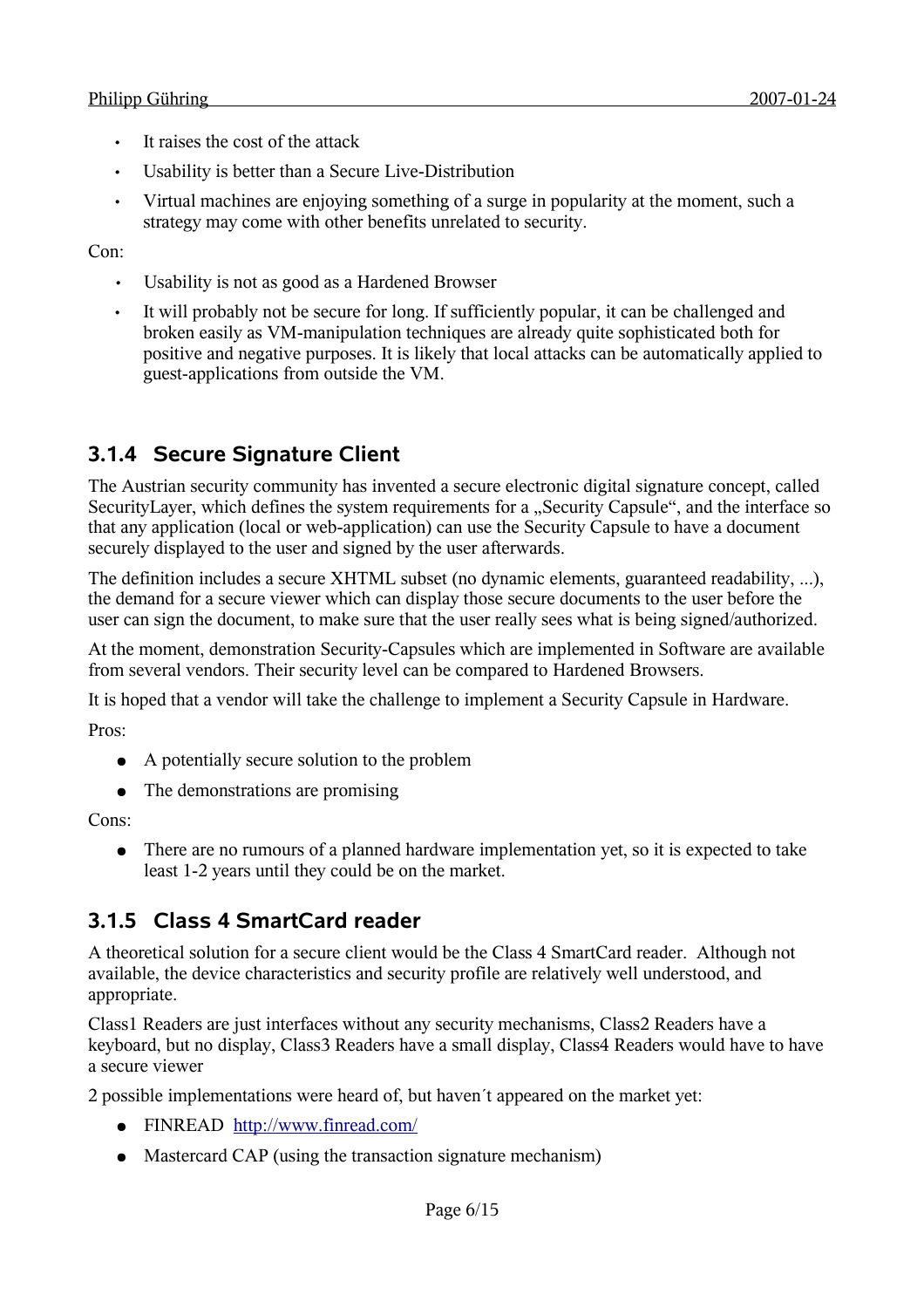- It raises the cost of the attack
- Usability is better than a Secure Live-Distribution
- Virtual machines are enjoying something of a surge in popularity at the moment, such a strategy may come with other benefits unrelated to security.

Con:

- Usability is not as good as a Hardened Browser
- It will probably not be secure for long. If sufficiently popular, it can be challenged and broken easily as VM-manipulation techniques are already quite sophisticated both for positive and negative purposes. It is likely that local attacks can be automatically applied to guest-applications from outside the VM.

### 3.1.4 Secure Signature Client

The Austrian security community has invented a secure electronic digital signature concept, called SecurityLayer, which defines the system requirements for a „Security Capsule", and the interface so that any application (local or web-application) can use the Security Capsule to have a document securely displayed to the user and signed by the user afterwards.

The definition includes a secure XHTML subset (no dynamic elements, guaranteed readability, ...), the demand for a secure viewer which can display those secure documents to the user before the user can sign the document, to make sure that the user really sees what is being signed/authorized.

At the moment, demonstration Security-Capsules which are implemented in Software are available from several vendors. Their security level can be compared to Hardened Browsers.

It is hoped that a vendor will take the challenge to implement a Security Capsule in Hardware.

Pros:

- A potentially secure solution to the problem
- The demonstrations are promising

Cons:

- There are no rumours of a planned hardware implementation yet, so it is expected to take least 1-2 years until they could be on the market.

### 3.1.5 Class 4 SmartCard reader

A theoretical solution for a secure client would be the Class 4 SmartCard reader. Although not available, the device characteristics and security profile are relatively well understood, and appropriate.

Class1 Readers are just interfaces without any security mechanisms, Class2 Readers have a keyboard, but no display, Class3 Readers have a small display, Class4 Readers would have to have a secure viewer

2 possible implementations were heard of, but haven´t appeared on the market yet:

- FINREAD [http://www.finread.com/](http://www.finread.com/)
- Mastercard CAP (using the transaction signature mechanism)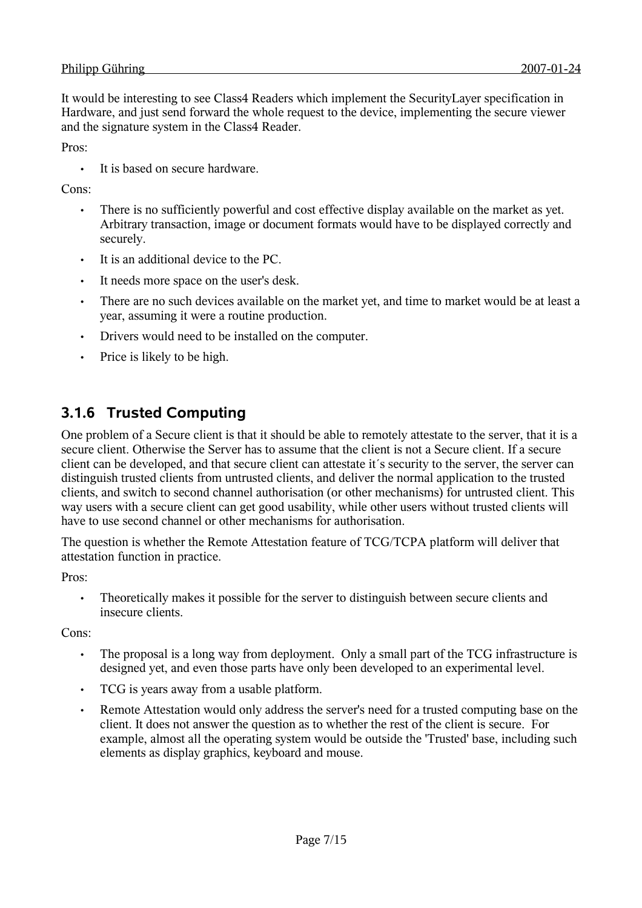It would be interesting to see Class4 Readers which implement the SecurityLayer specification in Hardware, and just send forward the whole request to the device, implementing the secure viewer and the signature system in the Class4 Reader.

Pros:

- It is based on secure hardware.

Cons:

- There is no sufficiently powerful and cost effective display available on the market as yet. Arbitrary transaction, image or document formats would have to be displayed correctly and securely.
- It is an additional device to the PC.
- It needs more space on the user's desk.
- There are no such devices available on the market yet, and time to market would be at least a year, assuming it were a routine production.
- Drivers would need to be installed on the computer.
- Price is likely to be high.

### 3.1.6 Trusted Computing

One problem of a Secure client is that it should be able to remotely attestate to the server, that it is a secure client. Otherwise the Server has to assume that the client is not a Secure client. If a secure client can be developed, and that secure client can attestate it´s security to the server, the server can distinguish trusted clients from untrusted clients, and deliver the normal application to the trusted clients, and switch to second channel authorisation (or other mechanisms) for untrusted client. This way users with a secure client can get good usability, while other users without trusted clients will have to use second channel or other mechanisms for authorisation.

The question is whether the Remote Attestation feature of TCG/TCPA platform will deliver that attestation function in practice.

Pros:

- Theoretically makes it possible for the server to distinguish between secure clients and insecure clients.

Cons:

- The proposal is a long way from deployment. Only a small part of the TCG infrastructure is designed yet, and even those parts have only been developed to an experimental level.
- TCG is years away from a usable platform.
- Remote Attestation would only address the server's need for a trusted computing base on the client. It does not answer the question as to whether the rest of the client is secure. For example, almost all the operating system would be outside the 'Trusted' base, including such elements as display graphics, keyboard and mouse.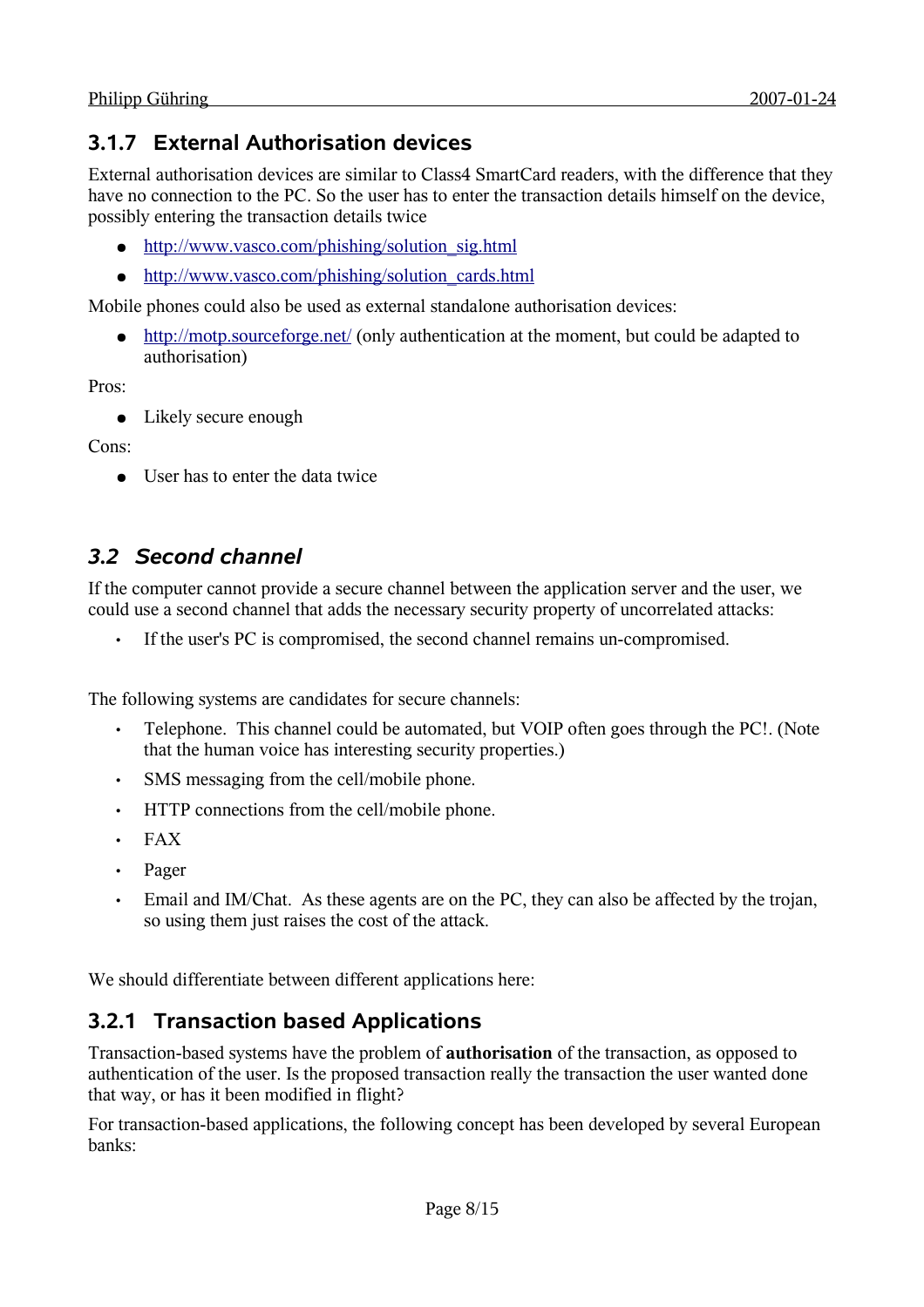### 3.1.7 External Authorisation devices

External authorisation devices are similar to Class4 SmartCard readers, with the difference that they have no connection to the PC. So the user has to enter the transaction details himself on the device, possibly entering the transaction details twice

- [http://www.vasco.com/phishing/solution_sig.html](http://www.vasco.com/phishing/solution_sig.html)
- [http://www.vasco.com/phishing/solution_cards.html](http://www.vasco.com/phishing/solution_cards.html)

Mobile phones could also be used as external standalone authorisation devices:

- [http://motp.sourceforge.net/](http://motp.sourceforge.net/) (only authentication at the moment, but could be adapted to authorisation)

Pros:

- Likely secure enough

Cons:

- User has to enter the data twice

## *3.2 Second channel*

If the computer cannot provide a secure channel between the application server and the user, we could use a second channel that adds the necessary security property of uncorrelated attacks:

- If the user's PC is compromised, the second channel remains un-compromised.

The following systems are candidates for secure channels:

- Telephone. This channel could be automated, but VOIP often goes through the PC!. (Note that the human voice has interesting security properties.)
- SMS messaging from the cell/mobile phone.
- HTTP connections from the cell/mobile phone.
- FAX
- Pager
- Email and IM/Chat. As these agents are on the PC, they can also be affected by the trojan, so using them just raises the cost of the attack.

We should differentiate between different applications here:

### 3.2.1 Transaction based Applications

Transaction-based systems have the problem of **authorisation** of the transaction, as opposed to authentication of the user. Is the proposed transaction really the transaction the user wanted done that way, or has it been modified in flight?

For transaction-based applications, the following concept has been developed by several European banks: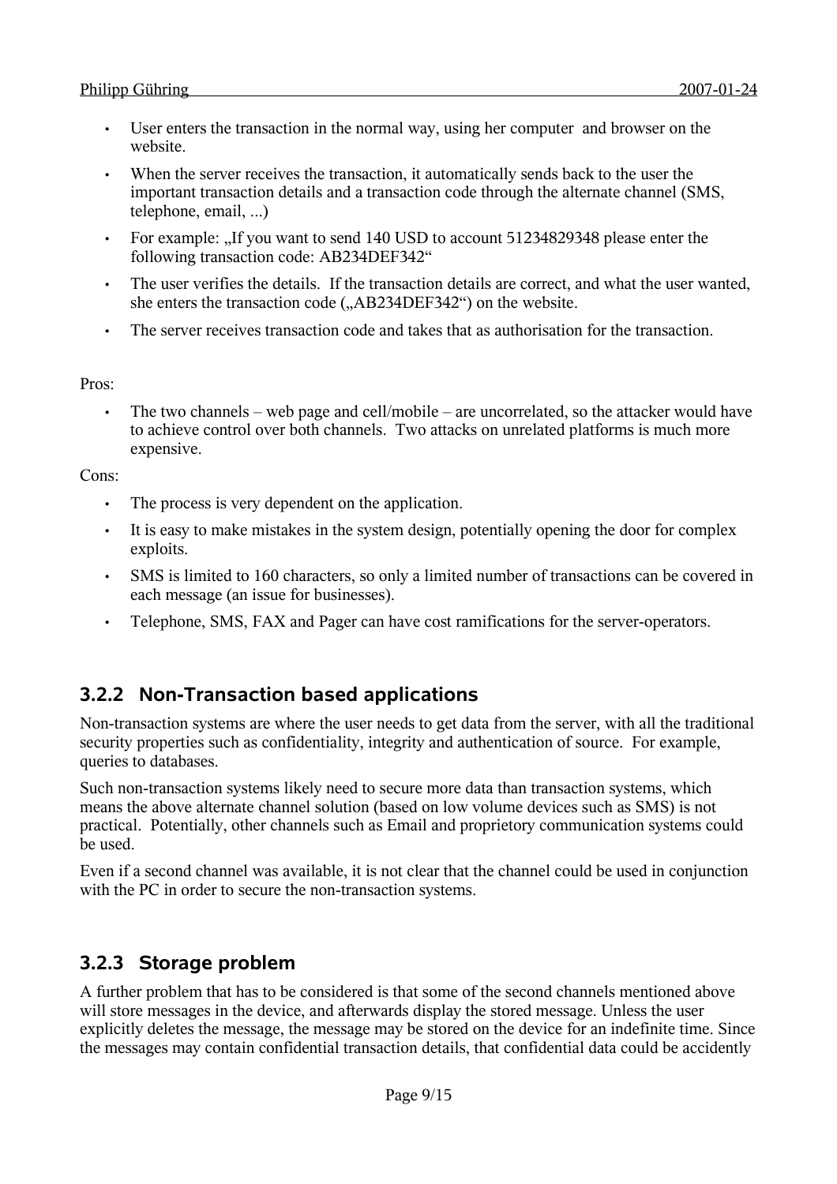- User enters the transaction in the normal way, using her computer and browser on the website.
- When the server receives the transaction, it automatically sends back to the user the important transaction details and a transaction code through the alternate channel (SMS, telephone, email, ...)
- For example: „If you want to send 140 USD to account 51234829348 please enter the following transaction code: AB234DEF342“
- The user verifies the details. If the transaction details are correct, and what the user wanted, she enters the transaction code („AB234DEF342“) on the website.
- The server receives transaction code and takes that as authorisation for the transaction.

Pros:

- The two channels – web page and cell/mobile – are uncorrelated, so the attacker would have to achieve control over both channels. Two attacks on unrelated platforms is much more expensive.

Cons:

- The process is very dependent on the application.
- It is easy to make mistakes in the system design, potentially opening the door for complex exploits.
- SMS is limited to 160 characters, so only a limited number of transactions can be covered in each message (an issue for businesses).
- Telephone, SMS, FAX and Pager can have cost ramifications for the server-operators.

### 3.2.2 Non-Transaction based applications

Non-transaction systems are where the user needs to get data from the server, with all the traditional security properties such as confidentiality, integrity and authentication of source. For example, queries to databases.

Such non-transaction systems likely need to secure more data than transaction systems, which means the above alternate channel solution (based on low volume devices such as SMS) is not practical. Potentially, other channels such as Email and proprietory communication systems could be used.

Even if a second channel was available, it is not clear that the channel could be used in conjunction with the PC in order to secure the non-transaction systems.

### 3.2.3 Storage problem

A further problem that has to be considered is that some of the second channels mentioned above will store messages in the device, and afterwards display the stored message. Unless the user explicitly deletes the message, the message may be stored on the device for an indefinite time. Since the messages may contain confidential transaction details, that confidential data could be accidently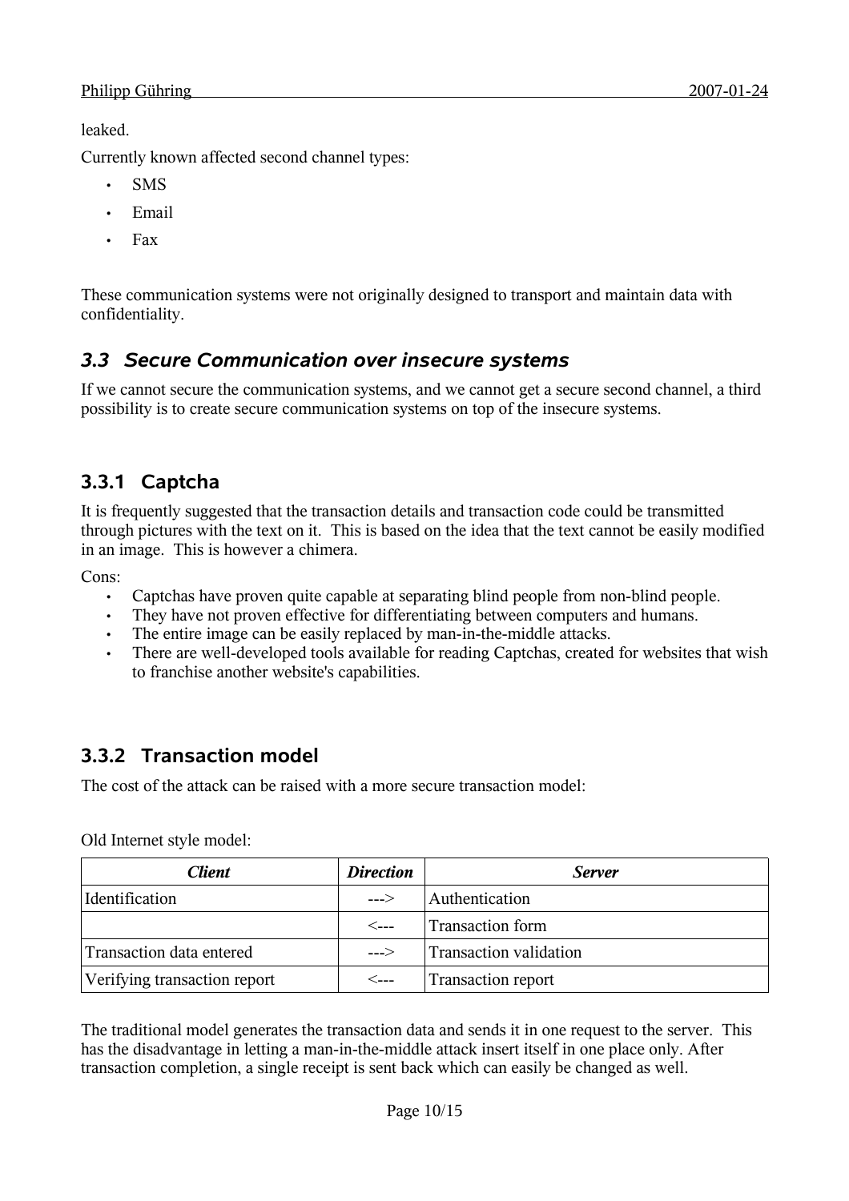leaked.

Currently known affected second channel types:

- SMS
- Email
- Fax

These communication systems were not originally designed to transport and maintain data with confidentiality.

## 3.3 Secure Communication over insecure systems

If we cannot secure the communication systems, and we cannot get a secure second channel, a third possibility is to create secure communication systems on top of the insecure systems.

### 3.3.1 Captcha

It is frequently suggested that the transaction details and transaction code could be transmitted through pictures with the text on it. This is based on the idea that the text cannot be easily modified in an image. This is however a chimera.

Cons:

- Captchas have proven quite capable at separating blind people from non-blind people.
- They have not proven effective for differentiating between computers and humans.
- The entire image can be easily replaced by man-in-the-middle attacks.
- There are well-developed tools available for reading Captchas, created for websites that wish to franchise another website's capabilities.

### 3.3.2 Transaction model

The cost of the attack can be raised with a more secure transaction model:

Old Internet style model:

| ***Client*** | ***Direction*** | ***Server*** |
|---|---|---|
| Identification | ---> | Authentication |
| | <--- | Transaction form |
| Transaction data entered | ---> | Transaction validation |
| Verifying transaction report | <--- | Transaction report |

The traditional model generates the transaction data and sends it in one request to the server. This has the disadvantage in letting a man-in-the-middle attack insert itself in one place only. After transaction completion, a single receipt is sent back which can easily be changed as well.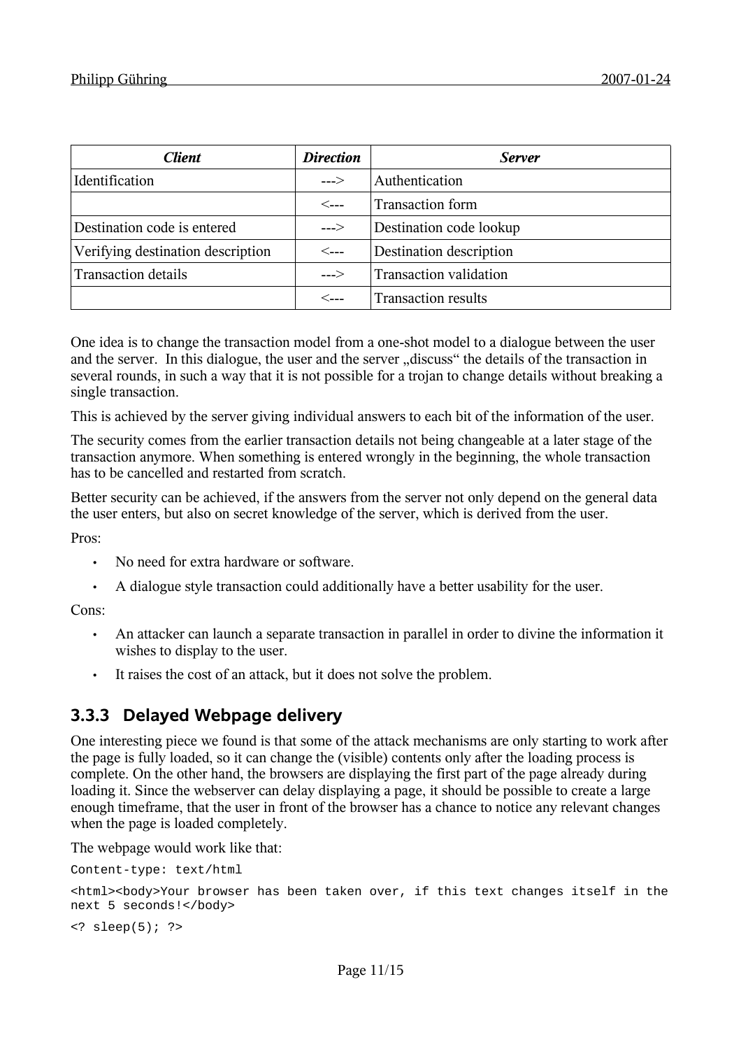| ***Client*** | ***Direction*** | ***Server*** |
|---|---|---|
| Identification | ---> | Authentication |
| | <--- | Transaction form |
| Destination code is entered | ---> | Destination code lookup |
| Verifying destination description | <--- | Destination description |
| Transaction details | ---> | Transaction validation |
| | <--- | Transaction results |

One idea is to change the transaction model from a one-shot model to a dialogue between the user and the server. In this dialogue, the user and the server „discuss“ the details of the transaction in several rounds, in such a way that it is not possible for a trojan to change details without breaking a single transaction.

This is achieved by the server giving individual answers to each bit of the information of the user.

The security comes from the earlier transaction details not being changeable at a later stage of the transaction anymore. When something is entered wrongly in the beginning, the whole transaction has to be cancelled and restarted from scratch.

Better security can be achieved, if the answers from the server not only depend on the general data the user enters, but also on secret knowledge of the server, which is derived from the user.

Pros:

- No need for extra hardware or software.
- A dialogue style transaction could additionally have a better usability for the user.

Cons:

- An attacker can launch a separate transaction in parallel in order to divine the information it wishes to display to the user.
- It raises the cost of an attack, but it does not solve the problem.

### 3.3.3 Delayed Webpage delivery

One interesting piece we found is that some of the attack mechanisms are only starting to work after the page is fully loaded, so it can change the (visible) contents only after the loading process is complete. On the other hand, the browsers are displaying the first part of the page already during loading it. Since the webserver can delay displaying a page, it should be possible to create a large enough timeframe, that the user in front of the browser has a chance to notice any relevant changes when the page is loaded completely.

The webpage would work like that:

```
Content-type: text/html

<html><body>Your browser has been taken over, if this text changes itself in the next 5 seconds!</body>

<? sleep(5); ?>
```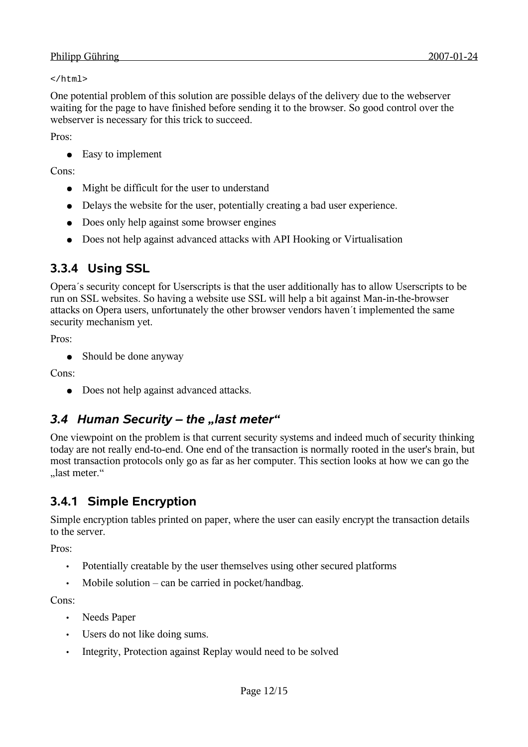```
</html>
```

One potential problem of this solution are possible delays of the delivery due to the webserver waiting for the page to have finished before sending it to the browser. So good control over the webserver is necessary for this trick to succeed.

Pros:

- Easy to implement

Cons:

- Might be difficult for the user to understand
- Delays the website for the user, potentially creating a bad user experience.
- Does only help against some browser engines
- Does not help against advanced attacks with API Hooking or Virtualisation

### 3.3.4 Using SSL

Opera´s security concept for Userscripts is that the user additionally has to allow Userscripts to be run on SSL websites. So having a website use SSL will help a bit against Man-in-the-browser attacks on Opera users, unfortunately the other browser vendors haven´t implemented the same security mechanism yet.

Pros:

- Should be done anyway

Cons:

- Does not help against advanced attacks.

## *3.4 Human Security – the „last meter“*

One viewpoint on the problem is that current security systems and indeed much of security thinking today are not really end-to-end. One end of the transaction is normally rooted in the user's brain, but most transaction protocols only go as far as her computer. This section looks at how we can go the „last meter.“

### 3.4.1 Simple Encryption

Simple encryption tables printed on paper, where the user can easily encrypt the transaction details to the server.

Pros:

- Potentially creatable by the user themselves using other secured platforms
- Mobile solution – can be carried in pocket/handbag.

Cons:

- Needs Paper
- Users do not like doing sums.
- Integrity, Protection against Replay would need to be solved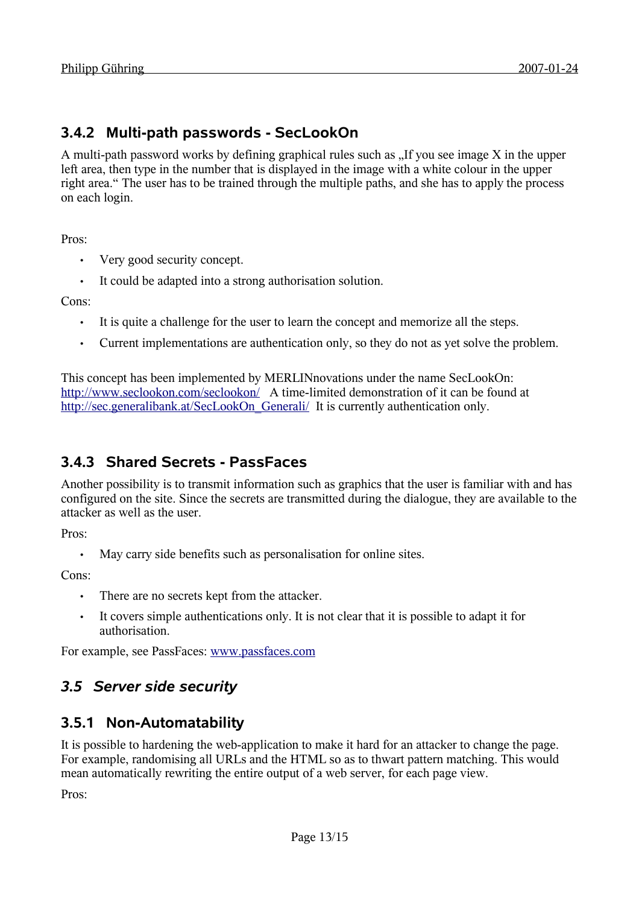### 3.4.2 Multi-path passwords - SecLookOn

A multi-path password works by defining graphical rules such as „If you see image X in the upper left area, then type in the number that is displayed in the image with a white colour in the upper right area." The user has to be trained through the multiple paths, and she has to apply the process on each login.

Pros:

- Very good security concept.
- It could be adapted into a strong authorisation solution.

Cons:

- It is quite a challenge for the user to learn the concept and memorize all the steps.
- Current implementations are authentication only, so they do not as yet solve the problem.

This concept has been implemented by MERLINnovations under the name SecLookOn: http://www.seclookon.com/seclookon/ A time-limited demonstration of it can be found at http://sec.generalibank.at/SecLookOn_Generali/ It is currently authentication only.

### 3.4.3 Shared Secrets - PassFaces

Another possibility is to transmit information such as graphics that the user is familiar with and has configured on the site. Since the secrets are transmitted during the dialogue, they are available to the attacker as well as the user.

Pros:

- May carry side benefits such as personalisation for online sites.

Cons:

- There are no secrets kept from the attacker.
- It covers simple authentications only. It is not clear that it is possible to adapt it for authorisation.

For example, see PassFaces: www.passfaces.com

## *3.5 Server side security*

### 3.5.1 Non-Automatability

It is possible to hardening the web-application to make it hard for an attacker to change the page. For example, randomising all URLs and the HTML so as to thwart pattern matching. This would mean automatically rewriting the entire output of a web server, for each page view.

Pros: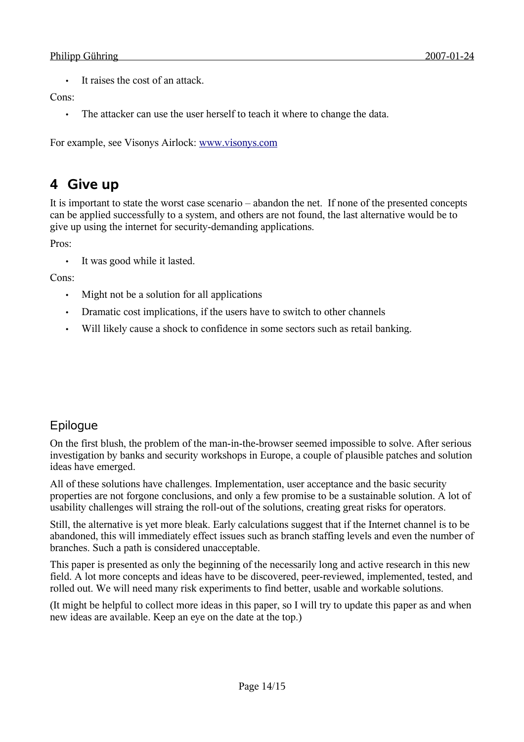- It raises the cost of an attack.

Cons:

- The attacker can use the user herself to teach it where to change the data.

For example, see Visonys Airlock: www.visonys.com

## 4 Give up

It is important to state the worst case scenario – abandon the net. If none of the presented concepts can be applied successfully to a system, and others are not found, the last alternative would be to give up using the internet for security-demanding applications.

Pros:

- It was good while it lasted.

Cons:

- Might not be a solution for all applications
- Dramatic cost implications, if the users have to switch to other channels
- Will likely cause a shock to confidence in some sectors such as retail banking.

## Epilogue

On the first blush, the problem of the man-in-the-browser seemed impossible to solve. After serious investigation by banks and security workshops in Europe, a couple of plausible patches and solution ideas have emerged.

All of these solutions have challenges. Implementation, user acceptance and the basic security properties are not forgone conclusions, and only a few promise to be a sustainable solution. A lot of usability challenges will straing the roll-out of the solutions, creating great risks for operators.

Still, the alternative is yet more bleak. Early calculations suggest that if the Internet channel is to be abandoned, this will immediately effect issues such as branch staffing levels and even the number of branches. Such a path is considered unacceptable.

This paper is presented as only the beginning of the necessarily long and active research in this new field. A lot more concepts and ideas have to be discovered, peer-reviewed, implemented, tested, and rolled out. We will need many risk experiments to find better, usable and workable solutions.

(It might be helpful to collect more ideas in this paper, so I will try to update this paper as and when new ideas are available. Keep an eye on the date at the top.)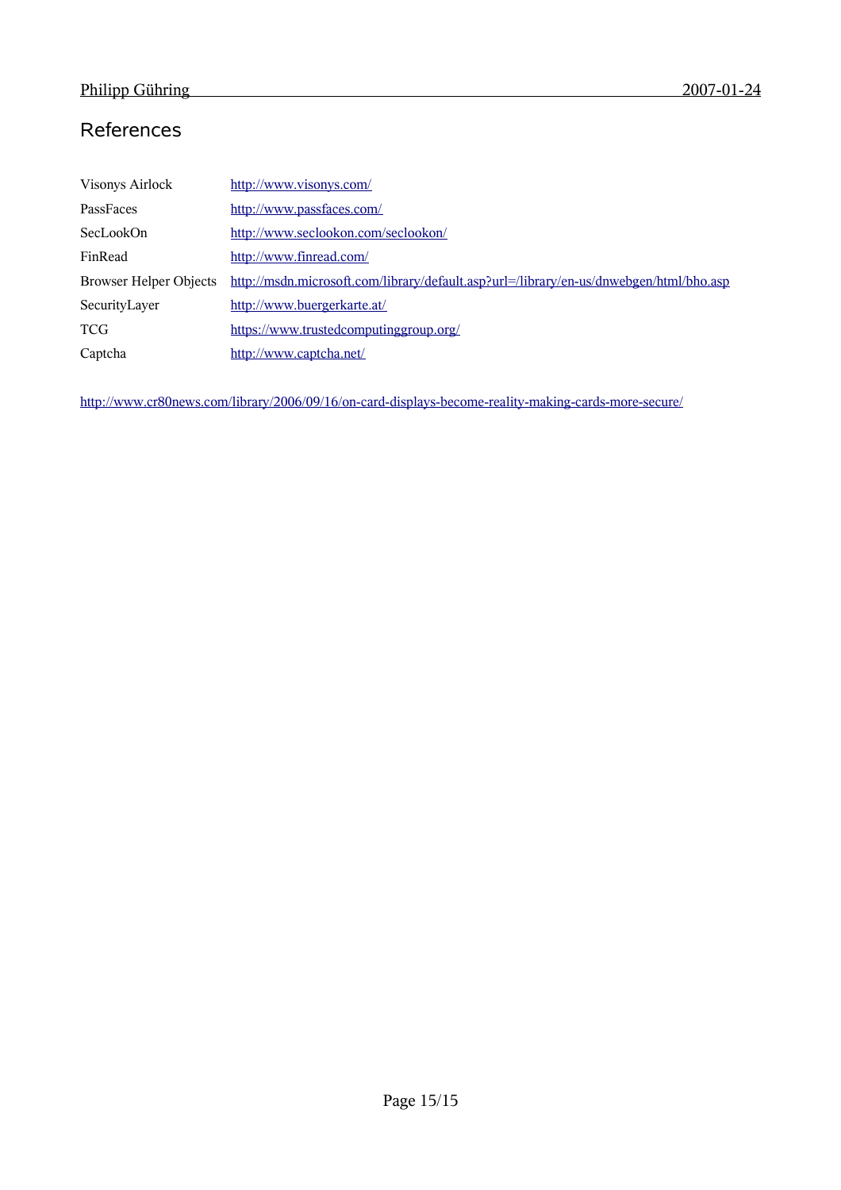## References

| | |
|---|---|
| Visonys Airlock | http://www.visonys.com/ |
| PassFaces | http://www.passfaces.com/ |
| SecLookOn | http://www.seclookon.com/seclookon/ |
| FinRead | http://www.finread.com/ |
| Browser Helper Objects | http://msdn.microsoft.com/library/default.asp?url=/library/en-us/dnwebgen/html/bho.asp |
| SecurityLayer | http://www.buergerkarte.at/ |
| TCG | https://www.trustedcomputinggroup.org/ |
| Captcha | http://www.captcha.net/ |

http://www.cr80news.com/library/2006/09/16/on-card-displays-become-reality-making-cards-more-secure/